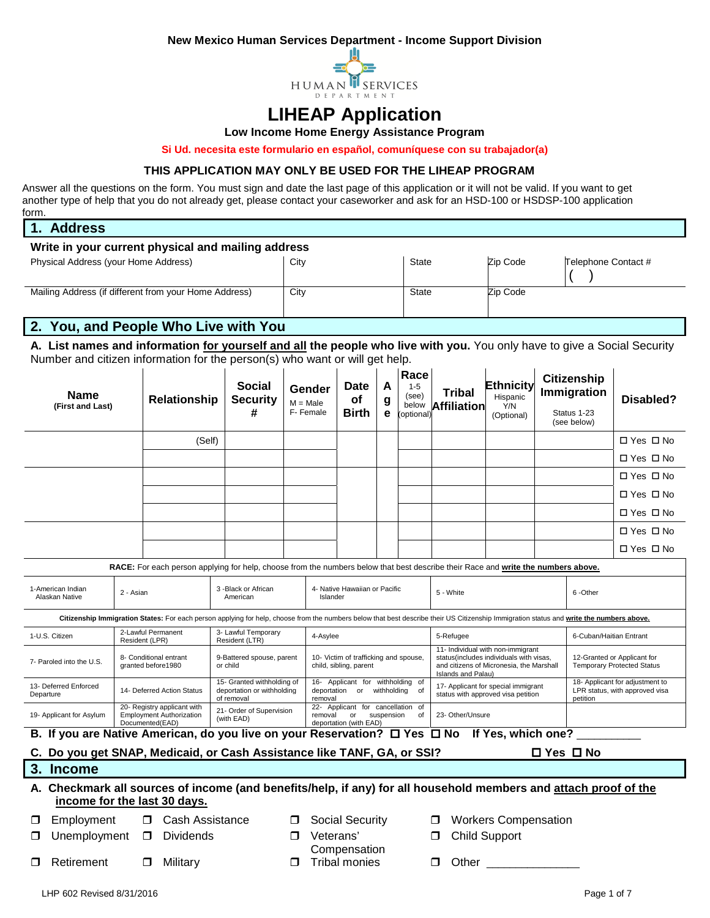**New Mexico Human Services Department - Income Support Division**

# LIHEAP Application

**Low Income Home Energy Assistance Program**

**Si Ud. necesita este formulario en español, comuníquese con su trabajador(a)**

**THIS APPLICATION MAY ONLY BE USED FOR THE LIHEAP PROGRAM**

Answer all the questions on the form. You must sign and date the last page of this application or it will not be valid. If you want to get another type of help that you do not already get, please contact your caseworker and ask for an HSD-100 or HSDSP-100 application form.

## 1. Address

**Write in your current physical and mailing address**

| Physical Address (your Home Address) | City | State | Zip Code | Telephone Contact # ( ) |
|---|---|---|---|---|
| Mailing Address (if different from your Home Address) | City | State | Zip Code | |

## 2. You, and People Who Live with You

**A. List names and information for yourself and all the people who live with you.** You only have to give a Social Security Number and citizen information for the person(s) who want or will get help.

| Name (First and Last) | Relationship | Social Security # | Gender M = Male F- Female | Date of Birth | Age | Race 1-5 (see) below (optional) | Tribal Affiliation | Ethnicity Hispanic Y/N (Optional) | Citizenship Immigration Status 1-23 (see below) | Disabled? |
|---|---|---|---|---|---|---|---|---|---|---|
| | (Self) | | | | | | | | | ☐ Yes ☐ No |
| | | | | | | | | | | ☐ Yes ☐ No |
| | | | | | | | | | | ☐ Yes ☐ No |
| | | | | | | | | | | ☐ Yes ☐ No |
| | | | | | | | | | | ☐ Yes ☐ No |
| | | | | | | | | | | ☐ Yes ☐ No |
| | | | | | | | | | | ☐ Yes ☐ No |

**RACE:** For each person applying for help, choose from the numbers below that best describe their Race and **write the numbers above.**

| 1-American Indian Alaskan Native | 2 - Asian | 3 -Black or African American | 4- Native Hawaiian or Pacific Islander | 5 - White | 6 -Other |
|---|---|---|---|---|---|

**Citizenship Immigration States:** For each person applying for help, choose from the numbers below that best describe their US Citizenship Immigration status and **write the numbers above.**

| | | | | | |
|---|---|---|---|---|---|
| 1-U.S. Citizen | 2-Lawful Permanent Resident (LPR) | 3- Lawful Temporary Resident (LTR) | 4-Asylee | 5-Refugee | 6-Cuban/Haitian Entrant |
| 7- Paroled into the U.S. | 8- Conditional entrant granted before1980 | 9-Battered spouse, parent or child | 10- Victim of trafficking and spouse, child, sibling, parent | 11- Individual with non-immigrant status(includes individuals with visas, and citizens of Micronesia, the Marshall Islands and Palau) | 12-Granted or Applicant for Temporary Protected Status |
| 13- Deferred Enforced Departure | 14- Deferred Action Status | 15- Granted withholding of deportation or withholding of removal | 16- Applicant for withholding of deportation or withholding of removal | 17- Applicant for special immigrant status with approved visa petition | 18- Applicant for adjustment to LPR status, with approved visa petition |
| 19- Applicant for Asylum | 20- Registry applicant with Employment Authorization Documented(EAD) | 21- Order of Supervision (with EAD) | 22- Applicant for cancellation of removal or suspension of deportation (with EAD) | 23- Other/Unsure | |

**B. If you are Native American, do you live on your Reservation? ☐ Yes ☐ No If Yes, which one? __________**

**C. Do you get SNAP, Medicaid, or Cash Assistance like TANF, GA, or SSI? ☐ Yes ☐ No**

## 3. Income

**A. Checkmark all sources of income (and benefits/help, if any) for all household members and attach proof of the income for the last 30 days.**

- ☐ Employment
- ☐ Cash Assistance
- ☐ Social Security
- ☐ Workers Compensation
- ☐ Unemployment
- ☐ Dividends
- ☐ Veterans' Compensation
- ☐ Child Support
- ☐ Retirement
- ☐ Military
- ☐ Tribal monies
- ☐ Other ______________

LHP 602 Revised 8/31/2016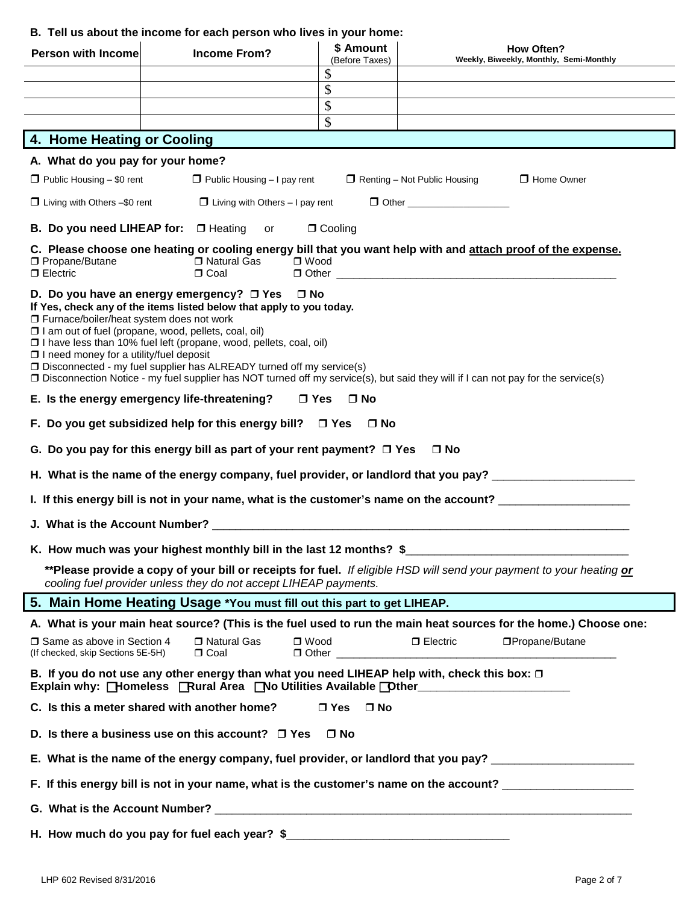**B. Tell us about the income for each person who lives in your home:**

| Person with Income | Income From? | $ Amount (Before Taxes) | How Often? Weekly, Biweekly, Monthly, Semi-Monthly |
|---|---|---|---|
| | | $ | |
| | | $ | |
| | | $ | |
| | | $ | |

## 4. Home Heating or Cooling

**A. What do you pay for your home?**

☐ Public Housing – $0 rent ☐ Public Housing – I pay rent ☐ Renting – Not Public Housing ☐ Home Owner

☐ Living with Others –$0 rent ☐ Living with Others – I pay rent ☐ Other ___________________

**B. Do you need LIHEAP for:** ☐ Heating or ☐ Cooling

**C. Please choose one heating or cooling energy bill that you want help with and <u>attach proof of the expense.</u>**

☐ Propane/Butane ☐ Natural Gas ☐ Wood
☐ Electric ☐ Coal ☐ Other _______________________________________________

**D. Do you have an energy emergency?** ☐ **Yes** ☐ **No**

**If Yes, check any of the items listed below that apply to you today.**

☐ Furnace/boiler/heat system does not work
☐ I am out of fuel (propane, wood, pellets, coal, oil)
☐ I have less than 10% fuel left (propane, wood, pellets, coal, oil)
☐ I need money for a utility/fuel deposit
☐ Disconnected - my fuel supplier has ALREADY turned off my service(s)
☐ Disconnection Notice - my fuel supplier has NOT turned off my service(s), but said they will if I can not pay for the service(s)

**E. Is the energy emergency life-threatening?** ☐ **Yes** ☐ **No**

**F. Do you get subsidized help for this energy bill?** ☐ **Yes** ☐ **No**

**G. Do you pay for this energy bill as part of your rent payment?** ☐ **Yes** ☐ **No**

**H. What is the name of the energy company, fuel provider, or landlord that you pay?** ______________________

**I. If this energy bill is not in your name, what is the customer's name on the account?** _____________________

**J. What is the Account Number?** ____________________________________________________________________

**K. How much was your highest monthly bill in the last 12 months? $**___________________________________

**\*\*Please provide a copy of your bill or receipts for fuel.** *If eligible HSD will send your payment to your heating **<u>or</u>** cooling fuel provider unless they do not accept LIHEAP payments.*

## 5. Main Home Heating Usage *You must fill out this part to get LIHEAP.

**A. What is your main heat source? (This is the fuel used to run the main heat sources for the home.) Choose one:**

☐ Same as above in Section 4 (If checked, skip Sections 5E-5H) ☐ Natural Gas ☐ Wood ☐ Electric ☐ Propane/Butane
☐ Coal ☐ Other _______________________________________________

**B. If you do not use any other energy than what you need LIHEAP help with, check this box:** ☐
**Explain why:** ☐ **Homeless** ☐ **Rural Area** ☐ **No Utilities Available** ☐ **Other**________________________

**C. Is this a meter shared with another home?** ☐ **Yes** ☐ **No**

**D. Is there a business use on this account?** ☐ **Yes** ☐ **No**

**E. What is the name of the energy company, fuel provider, or landlord that you pay?** ______________________

**F. If this energy bill is not in your name, what is the customer's name on the account?** ____________________

**G. What is the Account Number?** _____________________________________________________________________

**H. How much do you pay for fuel each year? $**___________________________________

LHP 602 Revised 8/31/2016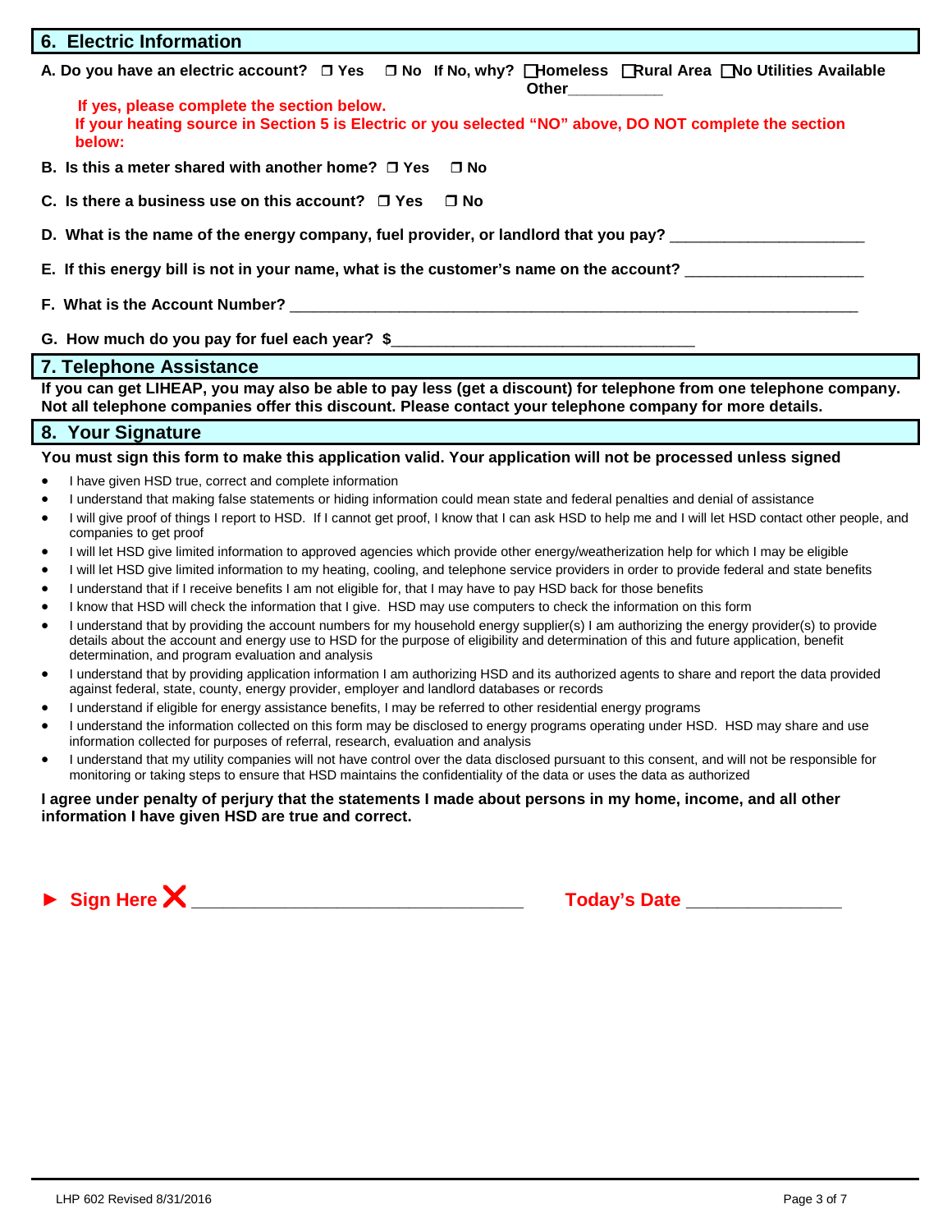## 6. Electric Information

**A. Do you have an electric account?** ☐ Yes ☐ No **If No, why?** ☐ Homeless ☐ Rural Area ☐ No Utilities Available Other___________

**If yes, please complete the section below.**
**If your heating source in Section 5 is Electric or you selected "NO" above, DO NOT complete the section below:**

**B. Is this a meter shared with another home?** ☐ Yes ☐ No

**C. Is there a business use on this account?** ☐ Yes ☐ No

**D. What is the name of the energy company, fuel provider, or landlord that you pay?** ______________________

**E. If this energy bill is not in your name, what is the customer's name on the account?** ____________________

**F. What is the Account Number?** ______________________________________________________________________

**G. How much do you pay for fuel each year? $**___________________________________

## 7. Telephone Assistance

**If you can get LIHEAP, you may also be able to pay less (get a discount) for telephone from one telephone company. Not all telephone companies offer this discount. Please contact your telephone company for more details.**

## 8. Your Signature

**You must sign this form to make this application valid. Your application will not be processed unless signed**

- I have given HSD true, correct and complete information
- I understand that making false statements or hiding information could mean state and federal penalties and denial of assistance
- I will give proof of things I report to HSD. If I cannot get proof, I know that I can ask HSD to help me and I will let HSD contact other people, and companies to get proof
- I will let HSD give limited information to approved agencies which provide other energy/weatherization help for which I may be eligible
- I will let HSD give limited information to my heating, cooling, and telephone service providers in order to provide federal and state benefits
- I understand that if I receive benefits I am not eligible for, that I may have to pay HSD back for those benefits
- I know that HSD will check the information that I give. HSD may use computers to check the information on this form
- I understand that by providing the account numbers for my household energy supplier(s) I am authorizing the energy provider(s) to provide details about the account and energy use to HSD for the purpose of eligibility and determination of this and future application, benefit determination, and program evaluation and analysis
- I understand that by providing application information I am authorizing HSD and its authorized agents to share and report the data provided against federal, state, county, energy provider, employer and landlord databases or records
- I understand if eligible for energy assistance benefits, I may be referred to other residential energy programs
- I understand the information collected on this form may be disclosed to energy programs operating under HSD. HSD may share and use information collected for purposes of referral, research, evaluation and analysis
- I understand that my utility companies will not have control over the data disclosed pursuant to this consent, and will not be responsible for monitoring or taking steps to ensure that HSD maintains the confidentiality of the data or uses the data as authorized

**I agree under penalty of perjury that the statements I made about persons in my home, income, and all other information I have given HSD are true and correct.**

**► Sign Here ✖** _________________________________ **Today's Date** _______________

LHP 602 Revised 8/31/2016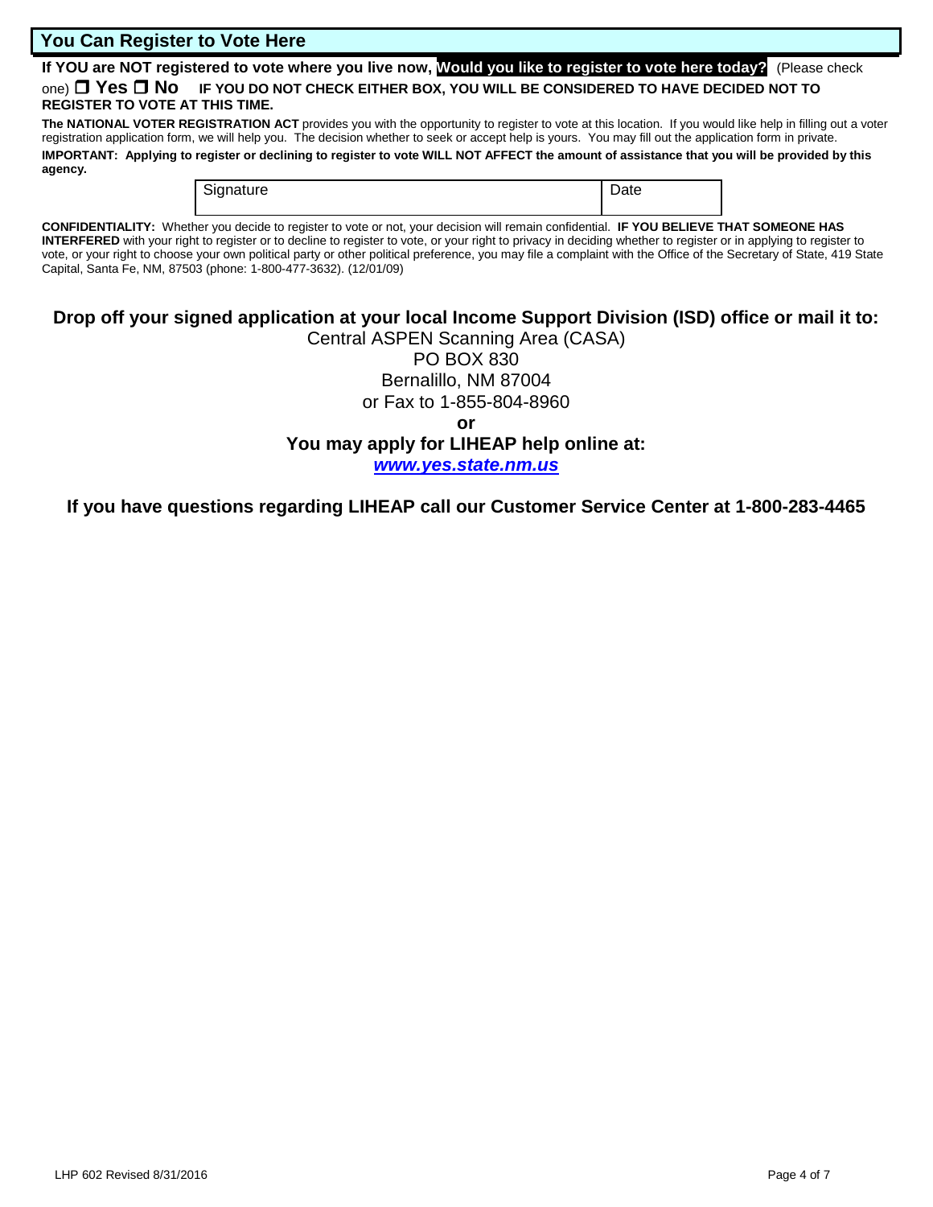## You Can Register to Vote Here

**If YOU are NOT registered to vote where you live now, Would you like to register to vote here today?** (Please check one) ☐ **Yes** ☐ **No** **IF YOU DO NOT CHECK EITHER BOX, YOU WILL BE CONSIDERED TO HAVE DECIDED NOT TO REGISTER TO VOTE AT THIS TIME.**

**The NATIONAL VOTER REGISTRATION ACT** provides you with the opportunity to register to vote at this location. If you would like help in filling out a voter registration application form, we will help you. The decision whether to seek or accept help is yours. You may fill out the application form in private.

**IMPORTANT: Applying to register or declining to register to vote WILL NOT AFFECT the amount of assistance that you will be provided by this agency.**

| Signature | Date |
|---|---|
| | |

**CONFIDENTIALITY:** Whether you decide to register to vote or not, your decision will remain confidential. **IF YOU BELIEVE THAT SOMEONE HAS INTERFERED** with your right to register or to decline to register to vote, or your right to privacy in deciding whether to register or in applying to register to vote, or your right to choose your own political party or other political preference, you may file a complaint with the Office of the Secretary of State, 419 State Capital, Santa Fe, NM, 87503 (phone: 1-800-477-3632). (12/01/09)

**Drop off your signed application at your local Income Support Division (ISD) office or mail it to:**

Central ASPEN Scanning Area (CASA)
PO BOX 830
Bernalillo, NM 87004
or Fax to 1-855-804-8960

**or**

**You may apply for LIHEAP help online at:**

***www.yes.state.nm.us***

**If you have questions regarding LIHEAP call our Customer Service Center at 1-800-283-4465**

LHP 602 Revised 8/31/2016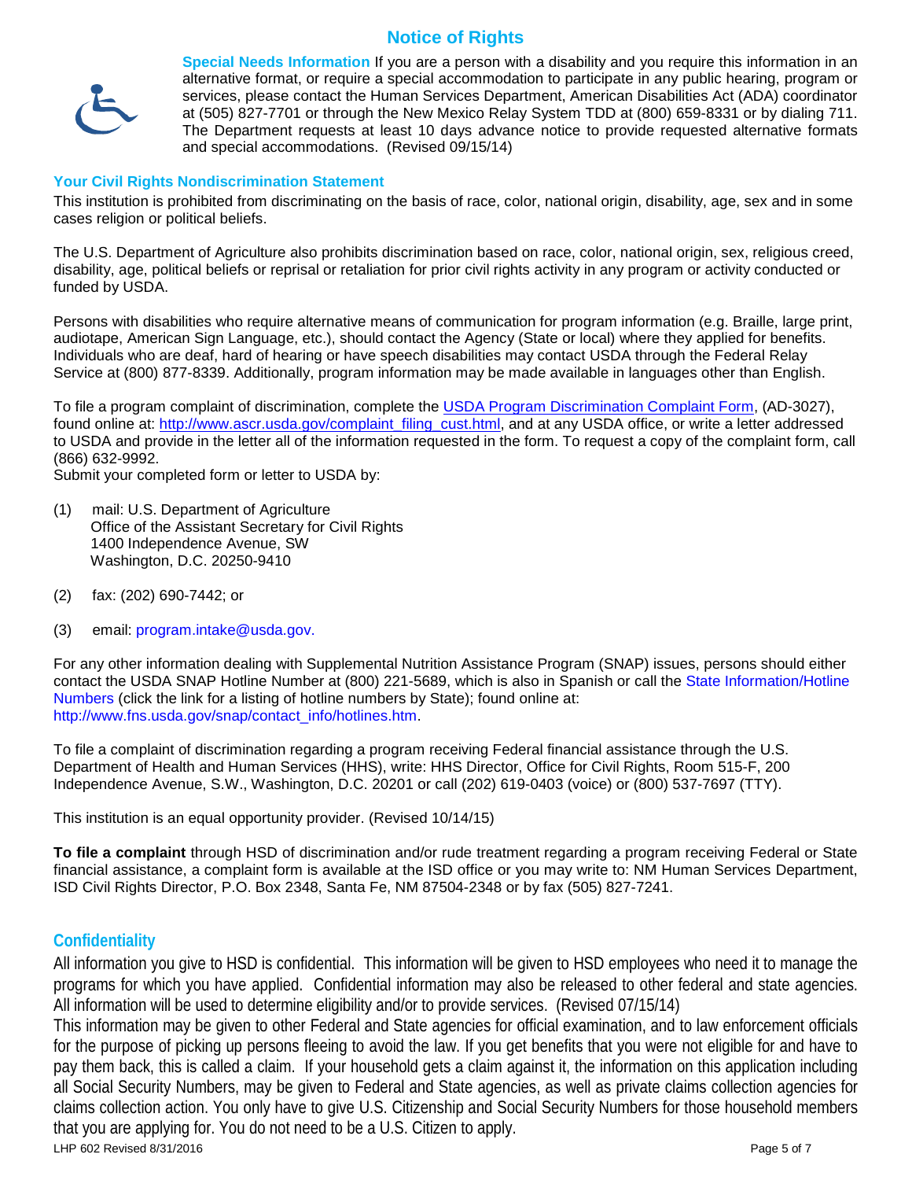# Notice of Rights

**Special Needs Information** If you are a person with a disability and you require this information in an alternative format, or require a special accommodation to participate in any public hearing, program or services, please contact the Human Services Department, American Disabilities Act (ADA) coordinator at (505) 827-7701 or through the New Mexico Relay System TDD at (800) 659-8331 or by dialing 711. The Department requests at least 10 days advance notice to provide requested alternative formats and special accommodations. (Revised 09/15/14)

### Your Civil Rights Nondiscrimination Statement

This institution is prohibited from discriminating on the basis of race, color, national origin, disability, age, sex and in some cases religion or political beliefs.

The U.S. Department of Agriculture also prohibits discrimination based on race, color, national origin, sex, religious creed, disability, age, political beliefs or reprisal or retaliation for prior civil rights activity in any program or activity conducted or funded by USDA.

Persons with disabilities who require alternative means of communication for program information (e.g. Braille, large print, audiotape, American Sign Language, etc.), should contact the Agency (State or local) where they applied for benefits. Individuals who are deaf, hard of hearing or have speech disabilities may contact USDA through the Federal Relay Service at (800) 877-8339. Additionally, program information may be made available in languages other than English.

To file a program complaint of discrimination, complete the USDA Program Discrimination Complaint Form, (AD-3027), found online at: http://www.ascr.usda.gov/complaint_filing_cust.html, and at any USDA office, or write a letter addressed to USDA and provide in the letter all of the information requested in the form. To request a copy of the complaint form, call (866) 632-9992.
Submit your completed form or letter to USDA by:

(1) mail: U.S. Department of Agriculture
Office of the Assistant Secretary for Civil Rights
1400 Independence Avenue, SW
Washington, D.C. 20250-9410

(2) fax: (202) 690-7442; or

(3) email: program.intake@usda.gov.

For any other information dealing with Supplemental Nutrition Assistance Program (SNAP) issues, persons should either contact the USDA SNAP Hotline Number at (800) 221-5689, which is also in Spanish or call the State Information/Hotline Numbers (click the link for a listing of hotline numbers by State); found online at: http://www.fns.usda.gov/snap/contact_info/hotlines.htm.

To file a complaint of discrimination regarding a program receiving Federal financial assistance through the U.S. Department of Health and Human Services (HHS), write: HHS Director, Office for Civil Rights, Room 515-F, 200 Independence Avenue, S.W., Washington, D.C. 20201 or call (202) 619-0403 (voice) or (800) 537-7697 (TTY).

This institution is an equal opportunity provider. (Revised 10/14/15)

**To file a complaint** through HSD of discrimination and/or rude treatment regarding a program receiving Federal or State financial assistance, a complaint form is available at the ISD office or you may write to: NM Human Services Department, ISD Civil Rights Director, P.O. Box 2348, Santa Fe, NM 87504-2348 or by fax (505) 827-7241.

### Confidentiality

All information you give to HSD is confidential. This information will be given to HSD employees who need it to manage the programs for which you have applied. Confidential information may also be released to other federal and state agencies. All information will be used to determine eligibility and/or to provide services. (Revised 07/15/14)
This information may be given to other Federal and State agencies for official examination, and to law enforcement officials for the purpose of picking up persons fleeing to avoid the law. If you get benefits that you were not eligible for and have to pay them back, this is called a claim. If your household gets a claim against it, the information on this application including all Social Security Numbers, may be given to Federal and State agencies, as well as private claims collection agencies for claims collection action. You only have to give U.S. Citizenship and Social Security Numbers for those household members that you are applying for. You do not need to be a U.S. Citizen to apply.

LHP 602 Revised 8/31/2016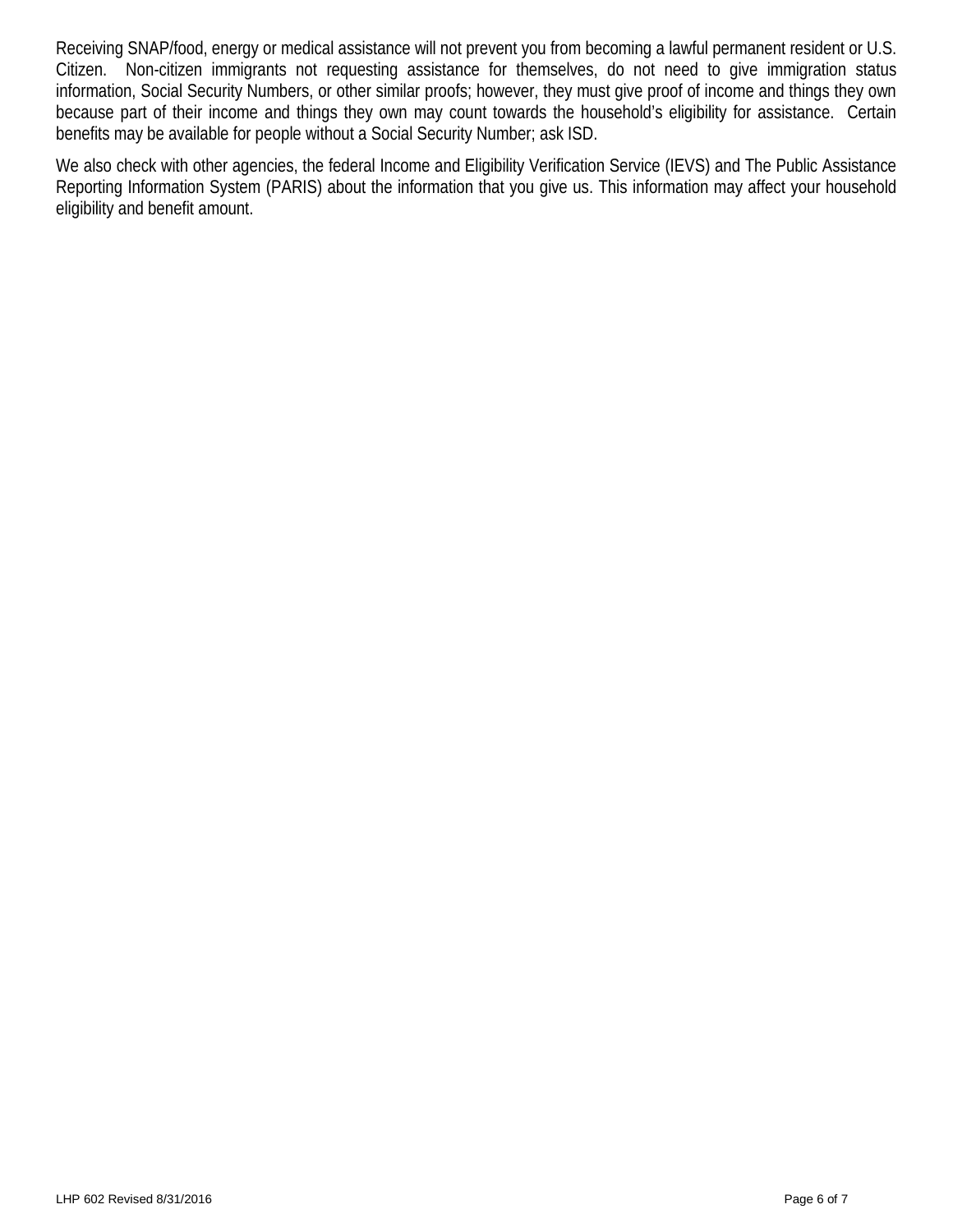Receiving SNAP/food, energy or medical assistance will not prevent you from becoming a lawful permanent resident or U.S. Citizen. Non-citizen immigrants not requesting assistance for themselves, do not need to give immigration status information, Social Security Numbers, or other similar proofs; however, they must give proof of income and things they own because part of their income and things they own may count towards the household's eligibility for assistance. Certain benefits may be available for people without a Social Security Number; ask ISD.

We also check with other agencies, the federal Income and Eligibility Verification Service (IEVS) and The Public Assistance Reporting Information System (PARIS) about the information that you give us. This information may affect your household eligibility and benefit amount.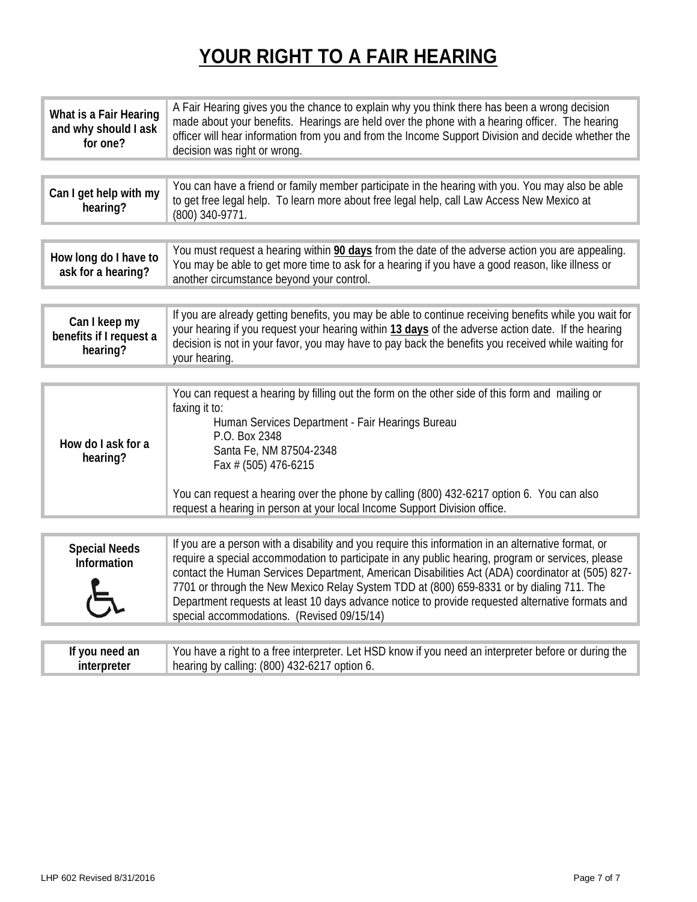# YOUR RIGHT TO A FAIR HEARING

| | |
|---|---|
| **What is a Fair Hearing and why should I ask for one?** | A Fair Hearing gives you the chance to explain why you think there has been a wrong decision made about your benefits. Hearings are held over the phone with a hearing officer. The hearing officer will hear information from you and from the Income Support Division and decide whether the decision was right or wrong. |
| **Can I get help with my hearing?** | You can have a friend or family member participate in the hearing with you. You may also be able to get free legal help. To learn more about free legal help, call Law Access New Mexico at (800) 340-9771. |
| **How long do I have to ask for a hearing?** | You must request a hearing within **90 days** from the date of the adverse action you are appealing. You may be able to get more time to ask for a hearing if you have a good reason, like illness or another circumstance beyond your control. |
| **Can I keep my benefits if I request a hearing?** | If you are already getting benefits, you may be able to continue receiving benefits while you wait for your hearing if you request your hearing within **13 days** of the adverse action date. If the hearing decision is not in your favor, you may have to pay back the benefits you received while waiting for your hearing. |
| **How do I ask for a hearing?** | You can request a hearing by filling out the form on the other side of this form and mailing or faxing it to:<br>Human Services Department - Fair Hearings Bureau<br>P.O. Box 2348<br>Santa Fe, NM 87504-2348<br>Fax # (505) 476-6215<br><br>You can request a hearing over the phone by calling (800) 432-6217 option 6. You can also request a hearing in person at your local Income Support Division office. |
| **Special Needs Information** | If you are a person with a disability and you require this information in an alternative format, or require a special accommodation to participate in any public hearing, program or services, please contact the Human Services Department, American Disabilities Act (ADA) coordinator at (505) 827-7701 or through the New Mexico Relay System TDD at (800) 659-8331 or by dialing 711. The Department requests at least 10 days advance notice to provide requested alternative formats and special accommodations. (Revised 09/15/14) |
| **If you need an interpreter** | You have a right to a free interpreter. Let HSD know if you need an interpreter before or during the hearing by calling: (800) 432-6217 option 6. |

LHP 602 Revised 8/31/2016